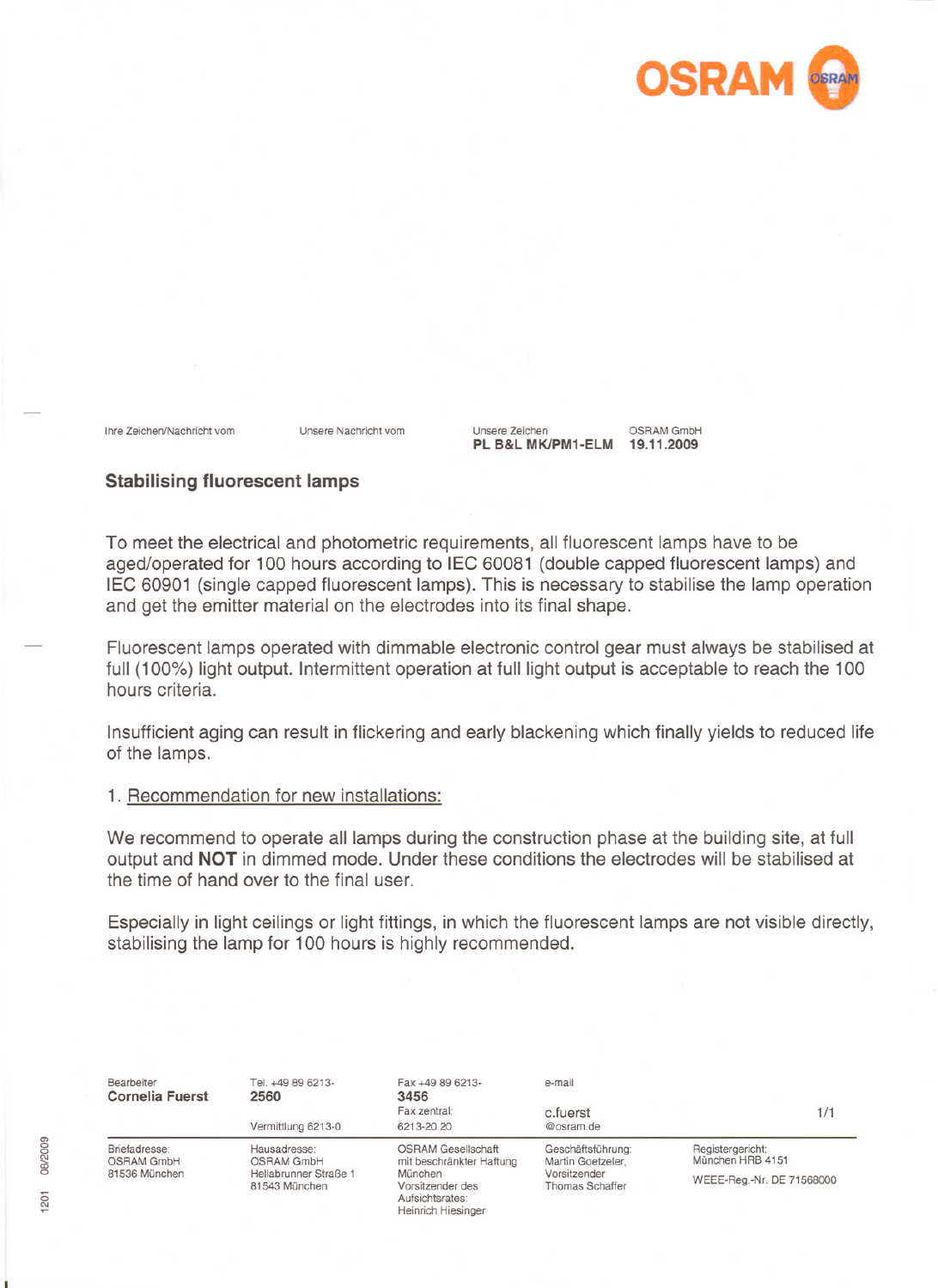OSRAM

| Ihre Zeichen/Nachricht vom | Unsere Nachricht vom | Unsere Zeichen | OSRAM GmbH |
|---|---|---|---|
| | | **PL B&L MK/PM1-ELM** | **19.11.2009** |

## Stabilising fluorescent lamps

To meet the electrical and photometric requirements, all fluorescent lamps have to be aged/operated for 100 hours according to IEC 60081 (double capped fluorescent lamps) and IEC 60901 (single capped fluorescent lamps). This is necessary to stabilise the lamp operation and get the emitter material on the electrodes into its final shape.

Fluorescent lamps operated with dimmable electronic control gear must always be stabilised at full (100%) light output. Intermittent operation at full light output is acceptable to reach the 100 hours criteria.

Insufficient aging can result in flickering and early blackening which finally yields to reduced life of the lamps.

1. Recommendation for new installations:

We recommend to operate all lamps during the construction phase at the building site, at full output and **NOT** in dimmed mode. Under these conditions the electrodes will be stabilised at the time of hand over to the final user.

Especially in light ceilings or light fittings, in which the fluorescent lamps are not visible directly, stabilising the lamp for 100 hours is highly recommended.

| Bearbeiter | Tel. +49 89 6213- | Fax +49 89 6213- | e-mail |
|---|---|---|---|
| **Cornelia Fuerst** | **2560** | **3456** | |
| | Vermittlung 6213-0 | Fax zentral: 6213-20 20 | c.fuerst @osram.de |

| Briefadresse: | Hausadresse: | OSRAM Gesellschaft mit beschränkter Haftung | Geschäftsführung: | Registergericht: |
|---|---|---|---|---|
| OSRAM GmbH 81536 München | OSRAM GmbH Hellabrunner Straße 1 81543 München | München Vorsitzender des Aufsichtsrates: Heinrich Hiesinger | Martin Goetzeler, Vorsitzender Thomas Schaffer | München HRB 4151 WEEE-Reg.-Nr. DE 71568000 |

1201 08/2009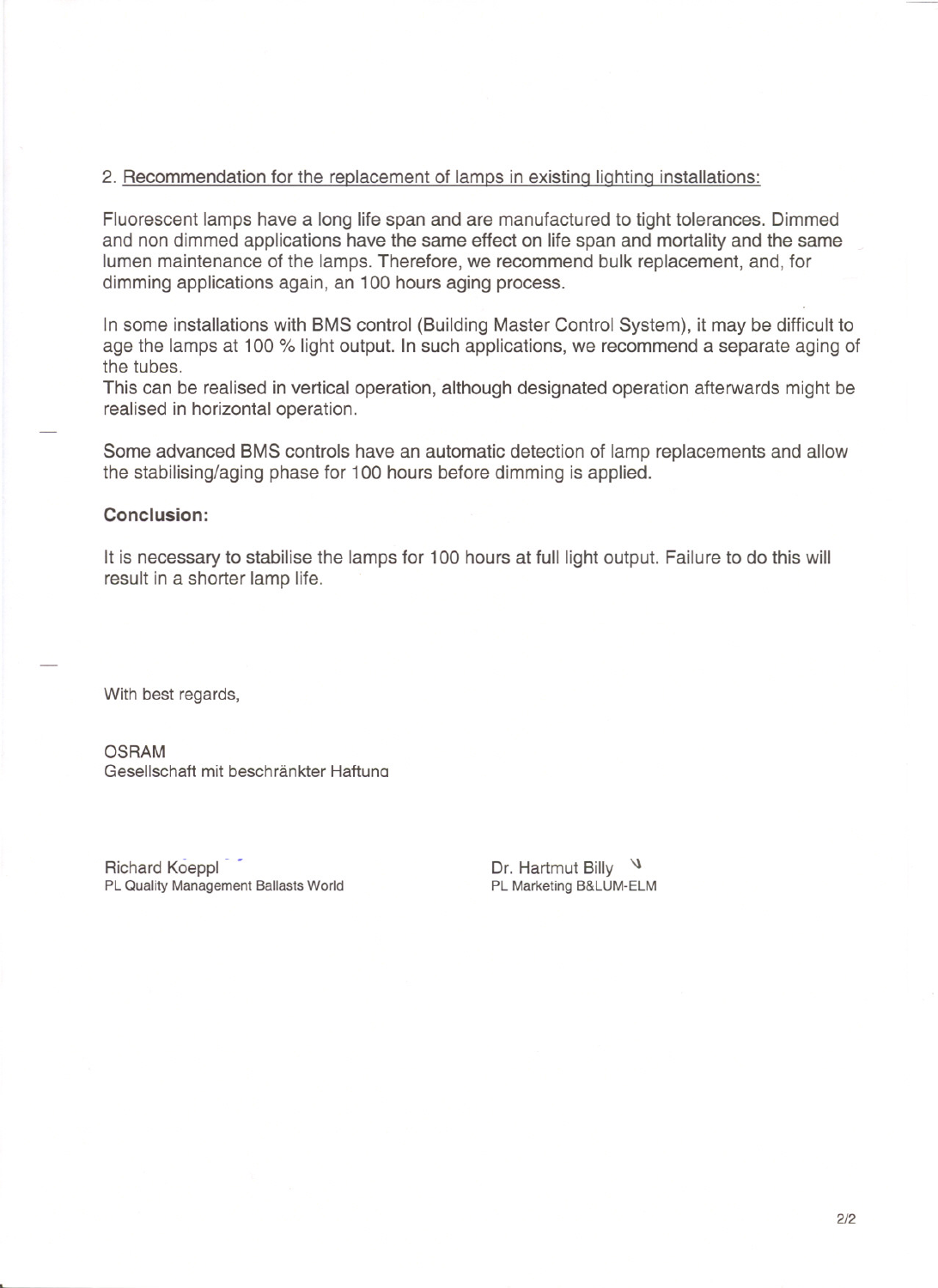2. <u>Recommendation for the replacement of lamps in existing lighting installations:</u>

Fluorescent lamps have a long life span and are manufactured to tight tolerances. Dimmed and non dimmed applications have the same effect on life span and mortality and the same lumen maintenance of the lamps. Therefore, we recommend bulk replacement, and, for dimming applications again, an 100 hours aging process.

In some installations with BMS control (Building Master Control System), it may be difficult to age the lamps at 100 % light output. In such applications, we recommend a separate aging of the tubes.
This can be realised in vertical operation, although designated operation afterwards might be realised in horizontal operation.

Some advanced BMS controls have an automatic detection of lamp replacements and allow the stabilising/aging phase for 100 hours before dimming is applied.

**Conclusion:**

It is necessary to stabilise the lamps for 100 hours at full light output. Failure to do this will result in a shorter lamp life.

With best regards,

OSRAM
Gesellschaft mit beschränkter Haftung

Richard Koeppl
PL Quality Management Ballasts World

Dr. Hartmut Billy
PL Marketing B&LUM-ELM